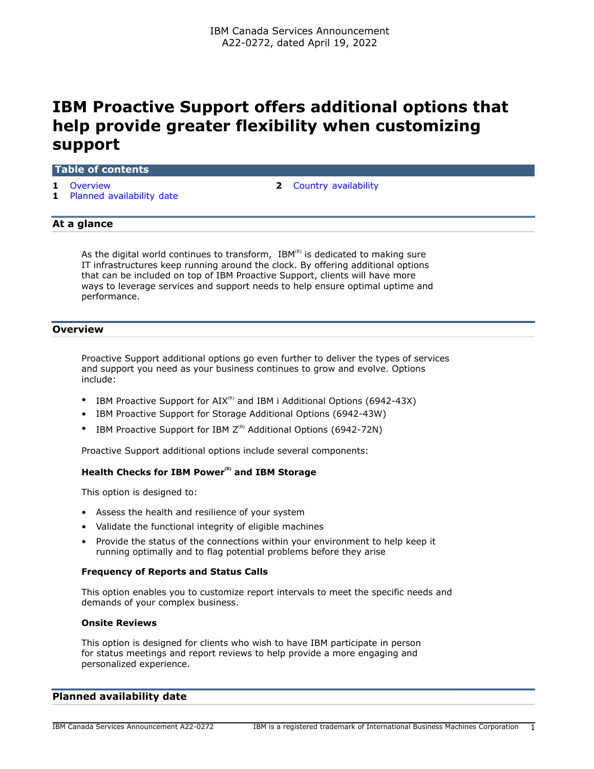IBM Canada Services Announcement
A22-0272, dated April 19, 2022

# IBM Proactive Support offers additional options that help provide greater flexibility when customizing support

## Table of contents

1 Overview
1 Planned availability date
2 Country availability

## At a glance

As the digital world continues to transform, IBM[(R)] is dedicated to making sure IT infrastructures keep running around the clock. By offering additional options that can be included on top of IBM Proactive Support, clients will have more ways to leverage services and support needs to help ensure optimal uptime and performance.

## Overview

Proactive Support additional options go even further to deliver the types of services and support you need as your business continues to grow and evolve. Options include:

- IBM Proactive Support for AIX[(R)] and IBM i Additional Options (6942-43X)
- IBM Proactive Support for Storage Additional Options (6942-43W)
- IBM Proactive Support for IBM Z[(R)] Additional Options (6942-72N)

Proactive Support additional options include several components:

### Health Checks for IBM Power[(R)] and IBM Storage

This option is designed to:

- Assess the health and resilience of your system
- Validate the functional integrity of eligible machines
- Provide the status of the connections within your environment to help keep it running optimally and to flag potential problems before they arise

### Frequency of Reports and Status Calls

This option enables you to customize report intervals to meet the specific needs and demands of your complex business.

### Onsite Reviews

This option is designed for clients who wish to have IBM participate in person for status meetings and report reviews to help provide a more engaging and personalized experience.

## Planned availability date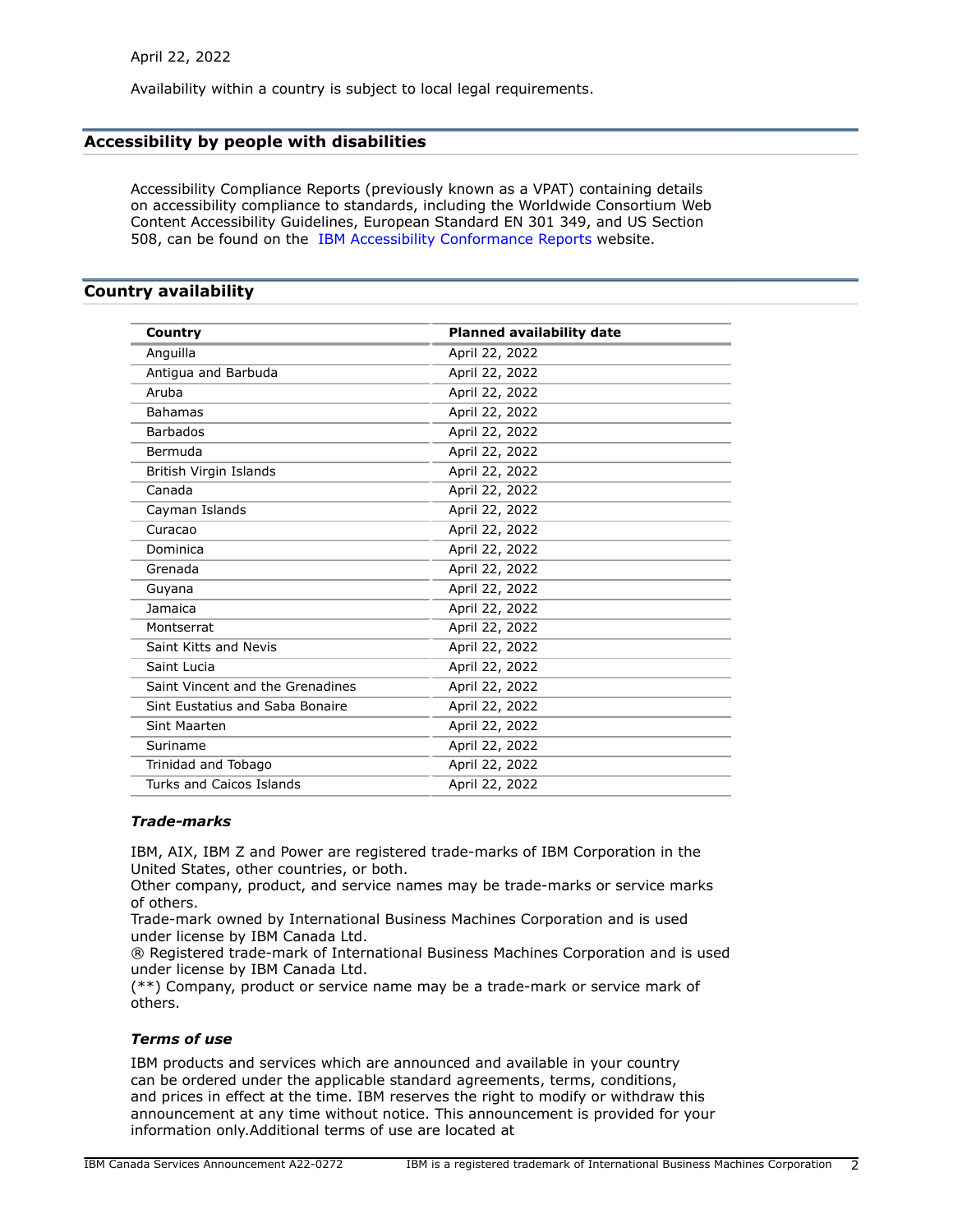April 22, 2022

Availability within a country is subject to local legal requirements.

## Accessibility by people with disabilities

Accessibility Compliance Reports (previously known as a VPAT) containing details on accessibility compliance to standards, including the Worldwide Consortium Web Content Accessibility Guidelines, European Standard EN 301 349, and US Section 508, can be found on the IBM Accessibility Conformance Reports website.

## Country availability

| Country | Planned availability date |
|---|---|
| Anguilla | April 22, 2022 |
| Antigua and Barbuda | April 22, 2022 |
| Aruba | April 22, 2022 |
| Bahamas | April 22, 2022 |
| Barbados | April 22, 2022 |
| Bermuda | April 22, 2022 |
| British Virgin Islands | April 22, 2022 |
| Canada | April 22, 2022 |
| Cayman Islands | April 22, 2022 |
| Curacao | April 22, 2022 |
| Dominica | April 22, 2022 |
| Grenada | April 22, 2022 |
| Guyana | April 22, 2022 |
| Jamaica | April 22, 2022 |
| Montserrat | April 22, 2022 |
| Saint Kitts and Nevis | April 22, 2022 |
| Saint Lucia | April 22, 2022 |
| Saint Vincent and the Grenadines | April 22, 2022 |
| Sint Eustatius and Saba Bonaire | April 22, 2022 |
| Sint Maarten | April 22, 2022 |
| Suriname | April 22, 2022 |
| Trinidad and Tobago | April 22, 2022 |
| Turks and Caicos Islands | April 22, 2022 |

### *Trade-marks*

IBM, AIX, IBM Z and Power are registered trade-marks of IBM Corporation in the United States, other countries, or both.
Other company, product, and service names may be trade-marks or service marks of others.
Trade-mark owned by International Business Machines Corporation and is used under license by IBM Canada Ltd.
® Registered trade-mark of International Business Machines Corporation and is used under license by IBM Canada Ltd.
(**) Company, product or service name may be a trade-mark or service mark of others.

### *Terms of use*

IBM products and services which are announced and available in your country can be ordered under the applicable standard agreements, terms, conditions, and prices in effect at the time. IBM reserves the right to modify or withdraw this announcement at any time without notice. This announcement is provided for your information only.Additional terms of use are located at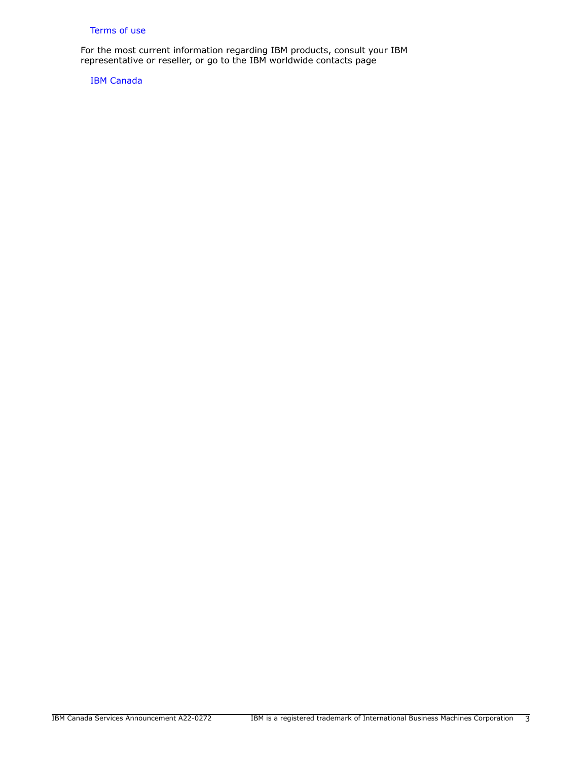Terms of use

For the most current information regarding IBM products, consult your IBM representative or reseller, or go to the IBM worldwide contacts page

IBM Canada